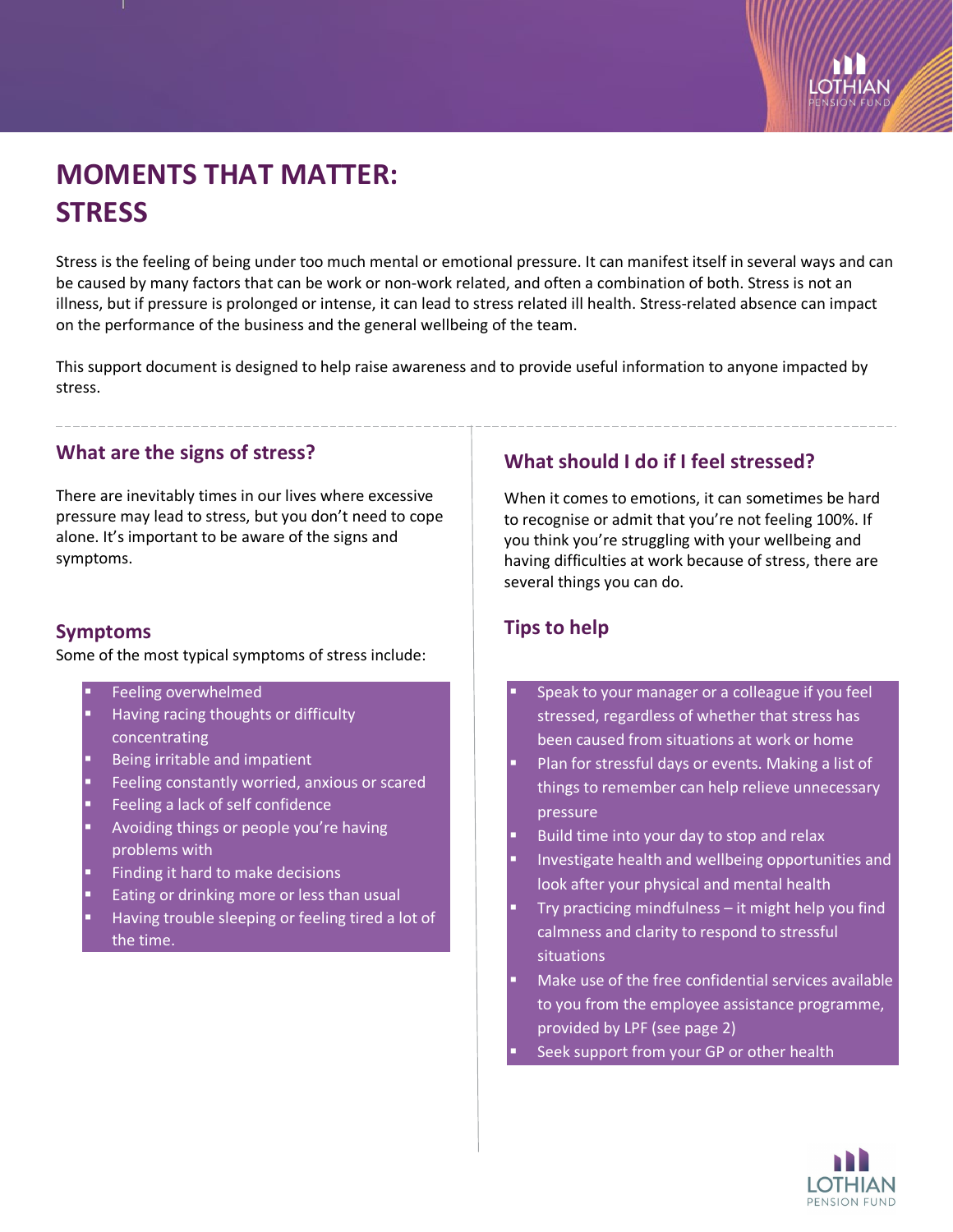# MOMENTS THAT MATTER: STRESS

Stress is the feeling of being under too much mental or emotional pressure. It can manifest itself in several ways and can be caused by many factors that can be work or non-work related, and often a combination of both. Stress is not an illness, but if pressure is prolonged or intense, it can lead to stress related ill health. Stress-related absence can impact on the performance of the business and the general wellbeing of the team.

This support document is designed to help raise awareness and to provide useful information to anyone impacted by stress.

## What are the signs of stress?

There are inevitably times in our lives where excessive pressure may lead to stress, but you don't need to cope alone. It's important to be aware of the signs and symptoms.

## Symptoms

Some of the most typical symptoms of stress include:

- Feeling overwhelmed
- Having racing thoughts or difficulty concentrating
- Being irritable and impatient
- Feeling constantly worried, anxious or scared
- Feeling a lack of self confidence
- Avoiding things or people you're having problems with
- Finding it hard to make decisions
- Eating or drinking more or less than usual
- Having trouble sleeping or feeling tired a lot of the time.

## What should I do if I feel stressed?

When it comes to emotions, it can sometimes be hard to recognise or admit that you're not feeling 100%. If you think you're struggling with your wellbeing and having difficulties at work because of stress, there are several things you can do.

## Tips to help

- Speak to your manager or a colleague if you feel stressed, regardless of whether that stress has been caused from situations at work or home
- Plan for stressful days or events. Making a list of things to remember can help relieve unnecessary pressure
- Build time into your day to stop and relax
- Investigate health and wellbeing opportunities and look after your physical and mental health
- Try practicing mindfulness – it might help you find calmness and clarity to respond to stressful situations
- Make use of the free confidential services available to you from the employee assistance programme, provided by LPF (see page 2)
- Seek support from your GP or other health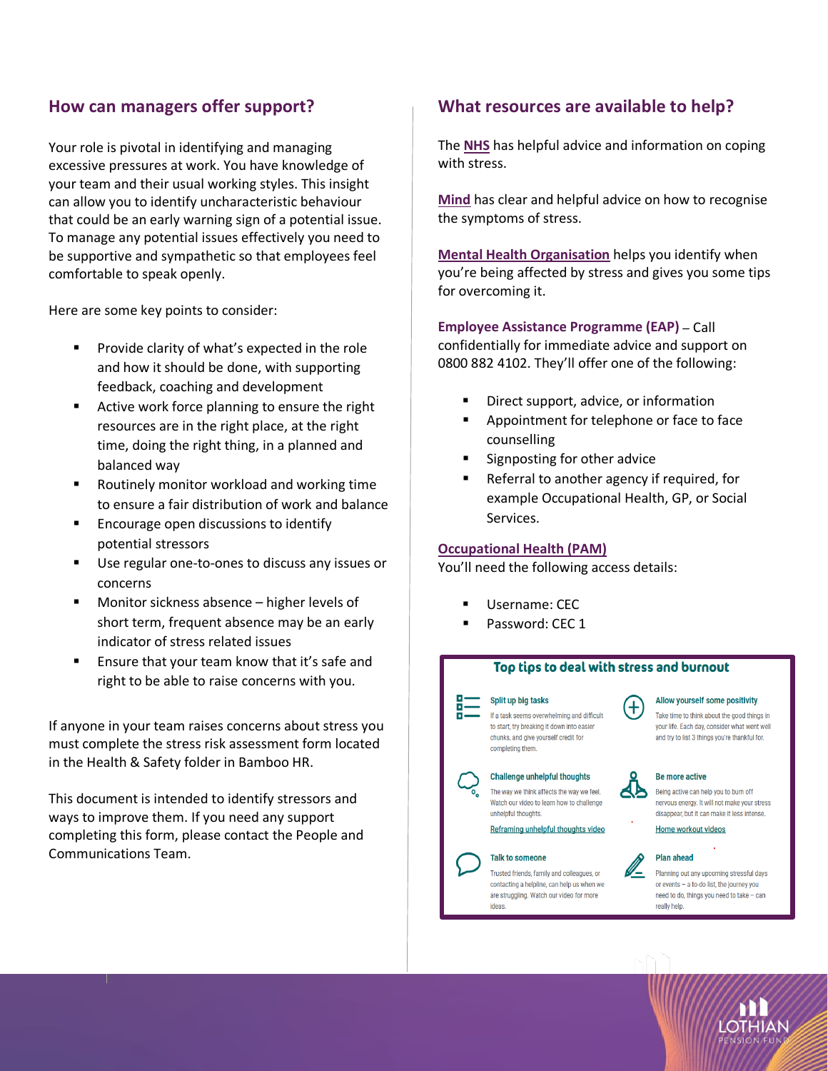## How can managers offer support?

Your role is pivotal in identifying and managing excessive pressures at work. You have knowledge of your team and their usual working styles. This insight can allow you to identify uncharacteristic behaviour that could be an early warning sign of a potential issue. To manage any potential issues effectively you need to be supportive and sympathetic so that employees feel comfortable to speak openly.

Here are some key points to consider:

- Provide clarity of what's expected in the role and how it should be done, with supporting feedback, coaching and development
- Active work force planning to ensure the right resources are in the right place, at the right time, doing the right thing, in a planned and balanced way
- Routinely monitor workload and working time to ensure a fair distribution of work and balance
- Encourage open discussions to identify potential stressors
- Use regular one-to-ones to discuss any issues or concerns
- Monitor sickness absence – higher levels of short term, frequent absence may be an early indicator of stress related issues
- Ensure that your team know that it's safe and right to be able to raise concerns with you.

If anyone in your team raises concerns about stress you must complete the stress risk assessment form located in the Health & Safety folder in Bamboo HR.

This document is intended to identify stressors and ways to improve them. If you need any support completing this form, please contact the People and Communications Team.

## What resources are available to help?

The **NHS** has helpful advice and information on coping with stress.

**Mind** has clear and helpful advice on how to recognise the symptoms of stress.

**Mental Health Organisation** helps you identify when you're being affected by stress and gives you some tips for overcoming it.

**Employee Assistance Programme (EAP)** – Call confidentially for immediate advice and support on 0800 882 4102. They'll offer one of the following:

- Direct support, advice, or information
- Appointment for telephone or face to face counselling
- Signposting for other advice
- Referral to another agency if required, for example Occupational Health, GP, or Social Services.

**Occupational Health (PAM)**
You'll need the following access details:

- Username: CEC
- Password: CEC 1

### Top tips to deal with stress and burnout

**Split up big tasks**
If a task seems overwhelming and difficult to start, try breaking it down into easier chunks, and give yourself credit for completing them.

**Allow yourself some positivity**
Take time to think about the good things in your life. Each day, consider what went well and try to list 3 things you're thankful for.

**Challenge unhelpful thoughts**
The way we think affects the way we feel. Watch our video to learn how to challenge unhelpful thoughts.
Reframing unhelpful thoughts video

**Be more active**
Being active can help you to burn off nervous energy. It will not make your stress disappear, but it can make it less intense.
Home workout videos

**Talk to someone**
Trusted friends, family and colleagues, or contacting a helpline, can help us when we are struggling. Watch our video for more ideas.

**Plan ahead**
Planning out any upcoming stressful days or events – a to-do list, the journey you need to do, things you need to take – can really help.